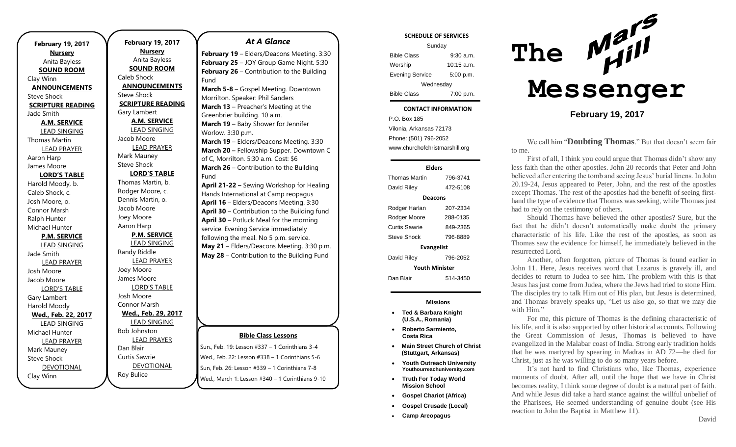**February 19, 2017**

**Nursery**

Anita Bayless

**SOUND ROOM**

Clay Winn

**ANNOUNCEMENTS**

Steve Shock

**SCRIPTURE READING**

Jade Smith

**A.M. SERVICE**

LEAD SINGING

Thomas Martin

LEAD PRAYER

Aaron Harp

James Moore

**LORD'S TABLE**

Harold Moody, b.

Caleb Shock, c.

Josh Moore, o.

Connor Marsh

Ralph Hunter

Michael Hunter

**P.M. SERVICE**

LEAD SINGING

Jade Smith

LEAD PRAYER

Josh Moore

Jacob Moore

LORD'S TABLE

Gary Lambert

Harold Moody

**Wed., Feb. 22, 2017**

LEAD SINGING

Michael Hunter

LEAD PRAYER

Mark Mauney

Steve Shock

DEVOTIONAL

Clay Winn

**February 19, 2017**

**Nursery**

Anita Bayless

**SOUND ROOM**

Caleb Shock

**ANNOUNCEMENTS**

Steve Shock

**SCRIPTURE READING**

Gary Lambert

**A.M. SERVICE**

LEAD SINGING

Jacob Moore

LEAD PRAYER

Mark Mauney

Steve Shock

**LORD'S TABLE**

Thomas Martin, b.

Rodger Moore, c.

Dennis Martin, o.

Jacob Moore

Joey Moore

Aaron Harp

**P.M. SERVICE**

LEAD SINGING

Randy Riddle

LEAD PRAYER

Joey Moore

James Moore

LORD'S TABLE

Josh Moore

Connor Marsh

**Wed., Feb. 29, 2017**

LEAD SINGING

Bob Johnston

LEAD PRAYER

Dan Blair

Curtis Sawrie

DEVOTIONAL

Roy Bulice

## *At A Glance*

**February 19** – Elders/Deacons Meeting. 3:30
**February 25** – JOY Group Game Night. 5:30
**February 26** – Contribution to the Building Fund
**March 5-8** – Gospel Meeting. Downtown Morrilton. Speaker: Phil Sanders
**March 13** – Preacher's Meeting at the Greenbrier building. 10 a.m.
**March 19** – Baby Shower for Jennifer Worlow. 3:30 p.m.
**March 19** – Elders/Deacons Meeting. 3:30
**March 20 –** Fellowship Supper. Downtown C of C, Morrilton. 5:30 a.m. Cost: $6
**March 26** – Contribution to the Building Fund
**April 21-22 –** Sewing Workshop for Healing Hands International at Camp reopagus
**April 16** – Elders/Deacons Meeting. 3:30
**April 30** – Contribution to the Building fund
**April 30** – Potluck Meal for the morning service. Evening Service immediately following the meal. No 5 p.m. service.
**May 21** – Elders/Deacons Meeting. 3:30 p.m.
**May 28** – Contribution to the Building Fund

**Bible Class Lessons**

Sun., Feb. 19: Lesson #337 – 1 Corinthians 3-4
Wed., Feb. 22: Lesson #338 – 1 Corinthians 5-6
Sun, Feb. 26: Lesson #339 – 1 Corinthians 7-8
Wed., March 1: Lesson #340 – 1 Corinthians 9-10

**SCHEDULE OF SERVICES**

| Sunday | |
|---|---|
| Bible Class | 9:30 a.m. |
| Worship | 10:15 a.m. |
| Evening Service | 5:00 p.m. |
| Wednesday | |
| Bible Class | 7:00 p.m. |

**CONTACT INFORMATION**

P.O. Box 185
Vilonia, Arkansas 72173
Phone: (501) 796-2052
www.churchofchristmarshill.org

**Elders**

| | |
|---|---|
| Thomas Martin | 796-3741 |
| David Riley | 472-5108 |
| **Deacons** | |
| Rodger Harlan | 207-2334 |
| Rodger Moore | 288-0135 |
| Curtis Sawrie | 849-2365 |
| Steve Shock | 796-8889 |
| **Evangelist** | |
| David Riley | 796-2052 |
| **Youth Minister** | |
| Dan Blair | 514-3450 |

**Missions**

- **Ted & Barbara Knight (U.S.A., Romania)**
- **Roberto Sarmiento, Costa Rica**
- **Main Street Church of Christ (Stuttgart, Arkansas)**
- **Youth Outreach University Youthourreachuniversity.com**
- **Truth For Today World Mission School**
- **Gospel Chariot (Africa)**
- **Gospel Crusade (Local)**
- **Camp Areopagus**

# The Mars Hill Messenger

**February 19, 2017**

We call him "**Doubting Thomas**." But that doesn't seem fair to me.

First of all, I think you could argue that Thomas didn't show any less faith than the other apostles. John 20 records that Peter and John believed after entering the tomb and seeing Jesus' burial linens. In John 20.19-24, Jesus appeared to Peter, John, and the rest of the apostles except Thomas. The rest of the apostles had the benefit of seeing first-hand the type of evidence that Thomas was seeking, while Thomas just had to rely on the testimony of others.

Should Thomas have believed the other apostles? Sure, but the fact that he didn't doesn't automatically make doubt the primary characteristic of his life. Like the rest of the apostles, as soon as Thomas saw the evidence for himself, he immediately believed in the resurrected Lord.

Another, often forgotten, picture of Thomas is found earlier in John 11. Here, Jesus receives word that Lazarus is gravely ill, and decides to return to Judea to see him. The problem with this is that Jesus has just come from Judea, where the Jews had tried to stone Him. The disciples try to talk Him out of His plan, but Jesus is determined, and Thomas bravely speaks up, "Let us also go, so that we may die with Him."

For me, this picture of Thomas is the defining characteristic of his life, and it is also supported by other historical accounts. Following the Great Commission of Jesus, Thomas is believed to have evangelized in the Malabar coast of India. Strong early tradition holds that he was martyred by spearing in Madras in AD 72—he died for Christ, just as he was willing to do so many years before.

It's not hard to find Christians who, like Thomas, experience moments of doubt. After all, until the hope that we have in Christ becomes reality, I think some degree of doubt is a natural part of faith. And while Jesus did take a hard stance against the willful unbelief of the Pharisees, He seemed understanding of genuine doubt (see His reaction to John the Baptist in Matthew 11).

David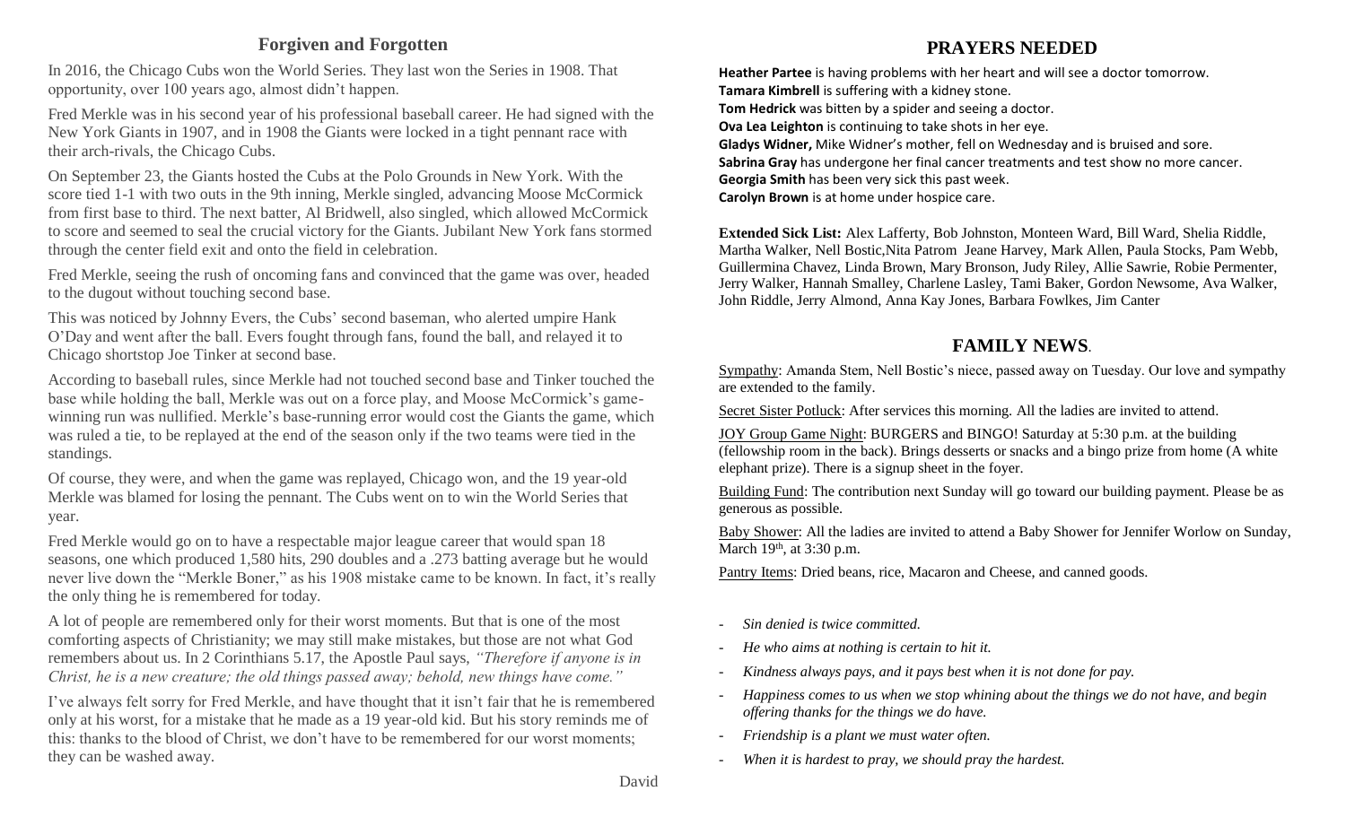## Forgiven and Forgotten

In 2016, the Chicago Cubs won the World Series. They last won the Series in 1908. That opportunity, over 100 years ago, almost didn't happen.

Fred Merkle was in his second year of his professional baseball career. He had signed with the New York Giants in 1907, and in 1908 the Giants were locked in a tight pennant race with their arch-rivals, the Chicago Cubs.

On September 23, the Giants hosted the Cubs at the Polo Grounds in New York. With the score tied 1-1 with two outs in the 9th inning, Merkle singled, advancing Moose McCormick from first base to third. The next batter, Al Bridwell, also singled, which allowed McCormick to score and seemed to seal the crucial victory for the Giants. Jubilant New York fans stormed through the center field exit and onto the field in celebration.

Fred Merkle, seeing the rush of oncoming fans and convinced that the game was over, headed to the dugout without touching second base.

This was noticed by Johnny Evers, the Cubs' second baseman, who alerted umpire Hank O'Day and went after the ball. Evers fought through fans, found the ball, and relayed it to Chicago shortstop Joe Tinker at second base.

According to baseball rules, since Merkle had not touched second base and Tinker touched the base while holding the ball, Merkle was out on a force play, and Moose McCormick's game-winning run was nullified. Merkle's base-running error would cost the Giants the game, which was ruled a tie, to be replayed at the end of the season only if the two teams were tied in the standings.

Of course, they were, and when the game was replayed, Chicago won, and the 19 year-old Merkle was blamed for losing the pennant. The Cubs went on to win the World Series that year.

Fred Merkle would go on to have a respectable major league career that would span 18 seasons, one which produced 1,580 hits, 290 doubles and a .273 batting average but he would never live down the "Merkle Boner," as his 1908 mistake came to be known. In fact, it's really the only thing he is remembered for today.

A lot of people are remembered only for their worst moments. But that is one of the most comforting aspects of Christianity; we may still make mistakes, but those are not what God remembers about us. In 2 Corinthians 5.17, the Apostle Paul says, *"Therefore if anyone is in Christ, he is a new creature; the old things passed away; behold, new things have come."*

I've always felt sorry for Fred Merkle, and have thought that it isn't fair that he is remembered only at his worst, for a mistake that he made as a 19 year-old kid. But his story reminds me of this: thanks to the blood of Christ, we don't have to be remembered for our worst moments; they can be washed away.

David

## PRAYERS NEEDED

**Heather Partee** is having problems with her heart and will see a doctor tomorrow.
**Tamara Kimbrell** is suffering with a kidney stone.
**Tom Hedrick** was bitten by a spider and seeing a doctor.
**Ova Lea Leighton** is continuing to take shots in her eye.
**Gladys Widner,** Mike Widner's mother, fell on Wednesday and is bruised and sore.
**Sabrina Gray** has undergone her final cancer treatments and test show no more cancer.
**Georgia Smith** has been very sick this past week.
**Carolyn Brown** is at home under hospice care.

**Extended Sick List:** Alex Lafferty, Bob Johnston, Monteen Ward, Bill Ward, Shelia Riddle, Martha Walker, Nell Bostic,Nita Patrom Jeane Harvey, Mark Allen, Paula Stocks, Pam Webb, Guillermina Chavez, Linda Brown, Mary Bronson, Judy Riley, Allie Sawrie, Robie Permenter, Jerry Walker, Hannah Smalley, Charlene Lasley, Tami Baker, Gordon Newsome, Ava Walker, John Riddle, Jerry Almond, Anna Kay Jones, Barbara Fowlkes, Jim Canter

## FAMILY NEWS.

Sympathy: Amanda Stem, Nell Bostic's niece, passed away on Tuesday. Our love and sympathy are extended to the family.

Secret Sister Potluck: After services this morning. All the ladies are invited to attend.

JOY Group Game Night: BURGERS and BINGO! Saturday at 5:30 p.m. at the building (fellowship room in the back). Brings desserts or snacks and a bingo prize from home (A white elephant prize). There is a signup sheet in the foyer.

Building Fund: The contribution next Sunday will go toward our building payment. Please be as generous as possible.

Baby Shower: All the ladies are invited to attend a Baby Shower for Jennifer Worlow on Sunday, March 19th, at 3:30 p.m.

Pantry Items: Dried beans, rice, Macaron and Cheese, and canned goods.

- *Sin denied is twice committed.*
- *He who aims at nothing is certain to hit it.*
- *Kindness always pays, and it pays best when it is not done for pay.*
- *Happiness comes to us when we stop whining about the things we do not have, and begin offering thanks for the things we do have.*
- *Friendship is a plant we must water often.*
- *When it is hardest to pray, we should pray the hardest.*